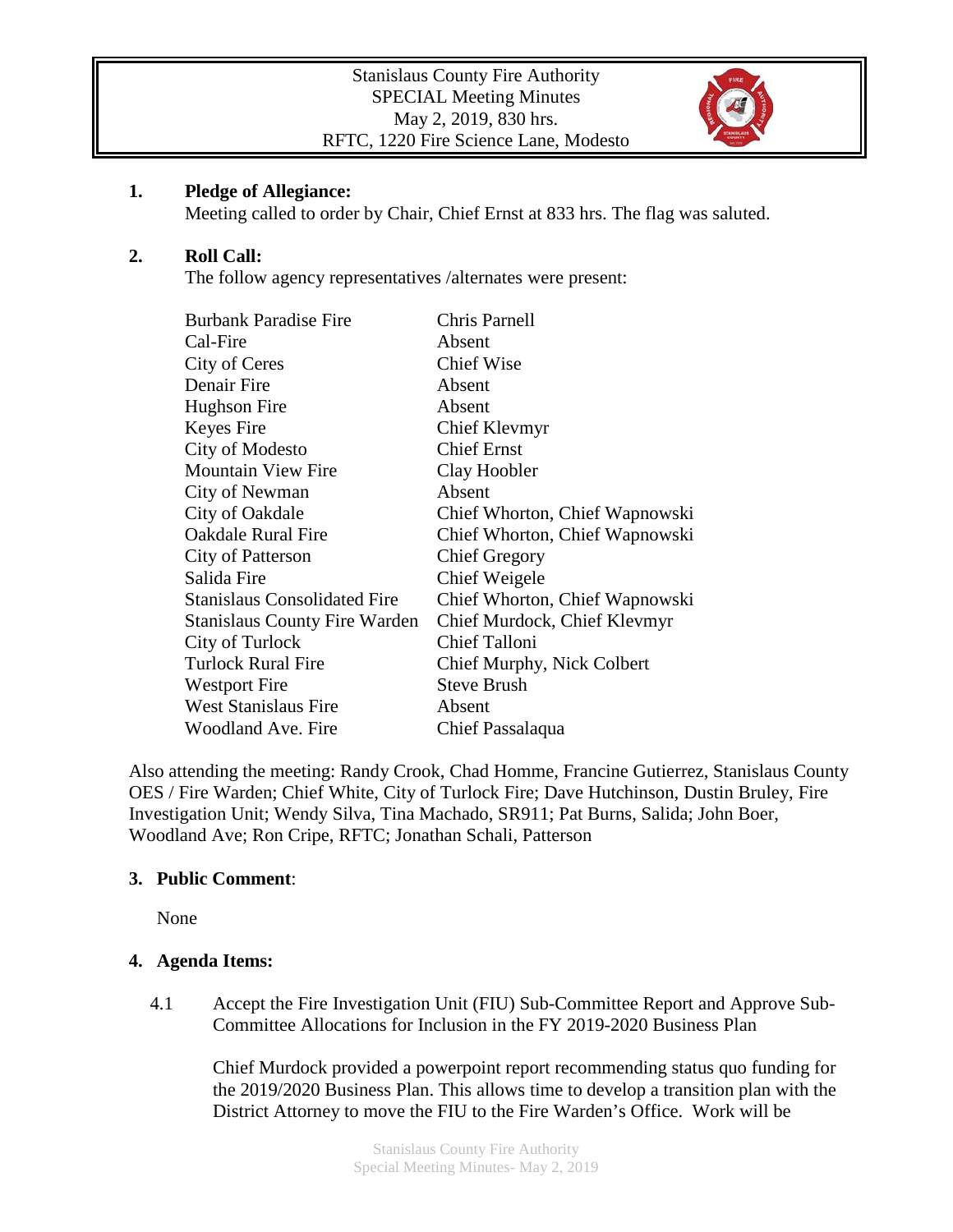Stanislaus County Fire Authority
SPECIAL Meeting Minutes
May 2, 2019, 830 hrs.
RFTC, 1220 Fire Science Lane, Modesto

**1. Pledge of Allegiance:**
Meeting called to order by Chair, Chief Ernst at 833 hrs. The flag was saluted.

**2. Roll Call:**
The follow agency representatives /alternates were present:

| Agency | Representative |
|---|---|
| Burbank Paradise Fire | Chris Parnell |
| Cal-Fire | Absent |
| City of Ceres | Chief Wise |
| Denair Fire | Absent |
| Hughson Fire | Absent |
| Keyes Fire | Chief Klevmyr |
| City of Modesto | Chief Ernst |
| Mountain View Fire | Clay Hoobler |
| City of Newman | Absent |
| City of Oakdale | Chief Whorton, Chief Wapnowski |
| Oakdale Rural Fire | Chief Whorton, Chief Wapnowski |
| City of Patterson | Chief Gregory |
| Salida Fire | Chief Weigele |
| Stanislaus Consolidated Fire | Chief Whorton, Chief Wapnowski |
| Stanislaus County Fire Warden | Chief Murdock, Chief Klevmyr |
| City of Turlock | Chief Talloni |
| Turlock Rural Fire | Chief Murphy, Nick Colbert |
| Westport Fire | Steve Brush |
| West Stanislaus Fire | Absent |
| Woodland Ave. Fire | Chief Passalaqua |

Also attending the meeting: Randy Crook, Chad Homme, Francine Gutierrez, Stanislaus County OES / Fire Warden; Chief White, City of Turlock Fire; Dave Hutchinson, Dustin Bruley, Fire Investigation Unit; Wendy Silva, Tina Machado, SR911; Pat Burns, Salida; John Boer, Woodland Ave; Ron Cripe, RFTC; Jonathan Schali, Patterson

**3. Public Comment**:

None

**4. Agenda Items:**

4.1 Accept the Fire Investigation Unit (FIU) Sub-Committee Report and Approve Sub-Committee Allocations for Inclusion in the FY 2019-2020 Business Plan

Chief Murdock provided a powerpoint report recommending status quo funding for the 2019/2020 Business Plan. This allows time to develop a transition plan with the District Attorney to move the FIU to the Fire Warden's Office. Work will be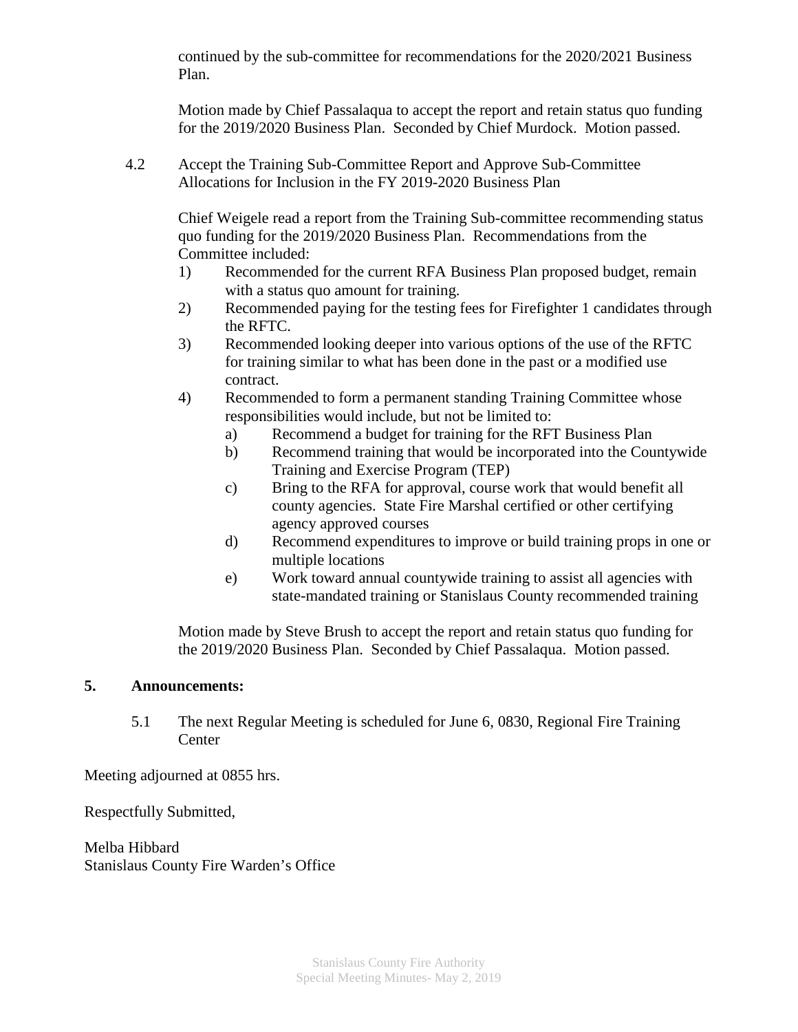continued by the sub-committee for recommendations for the 2020/2021 Business Plan.

Motion made by Chief Passalaqua to accept the report and retain status quo funding for the 2019/2020 Business Plan. Seconded by Chief Murdock. Motion passed.

4.2 Accept the Training Sub-Committee Report and Approve Sub-Committee Allocations for Inclusion in the FY 2019-2020 Business Plan

Chief Weigele read a report from the Training Sub-committee recommending status quo funding for the 2019/2020 Business Plan. Recommendations from the Committee included:

1) Recommended for the current RFA Business Plan proposed budget, remain with a status quo amount for training.
2) Recommended paying for the testing fees for Firefighter 1 candidates through the RFTC.
3) Recommended looking deeper into various options of the use of the RFTC for training similar to what has been done in the past or a modified use contract.
4) Recommended to form a permanent standing Training Committee whose responsibilities would include, but not be limited to:
    a) Recommend a budget for training for the RFT Business Plan
    b) Recommend training that would be incorporated into the Countywide Training and Exercise Program (TEP)
    c) Bring to the RFA for approval, course work that would benefit all county agencies. State Fire Marshal certified or other certifying agency approved courses
    d) Recommend expenditures to improve or build training props in one or multiple locations
    e) Work toward annual countywide training to assist all agencies with state-mandated training or Stanislaus County recommended training

Motion made by Steve Brush to accept the report and retain status quo funding for the 2019/2020 Business Plan. Seconded by Chief Passalaqua. Motion passed.

**5. Announcements:**

5.1 The next Regular Meeting is scheduled for June 6, 0830, Regional Fire Training Center

Meeting adjourned at 0855 hrs.

Respectfully Submitted,

Melba Hibbard
Stanislaus County Fire Warden's Office